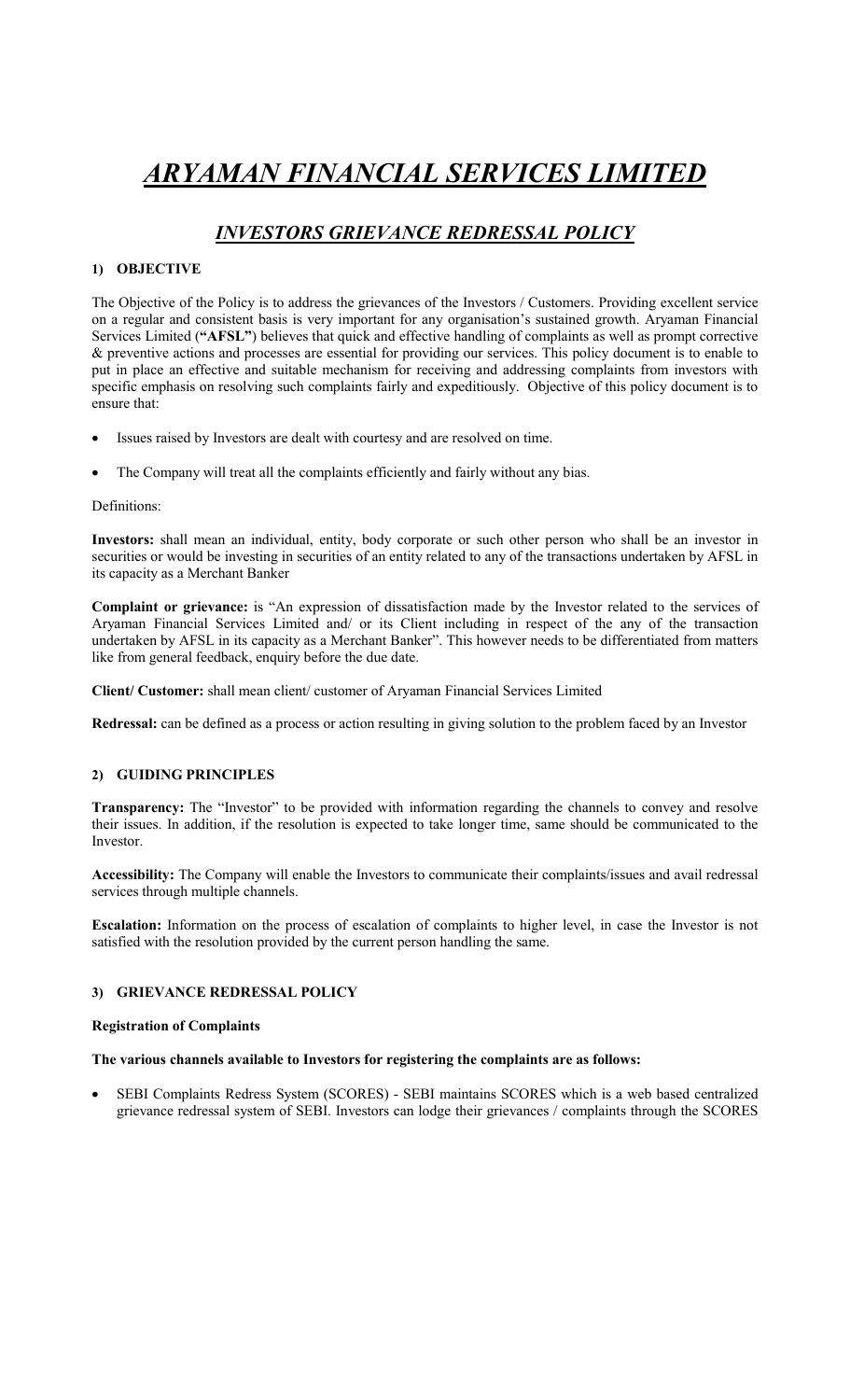# *ARYAMAN FINANCIAL SERVICES LIMITED*

## *INVESTORS GRIEVANCE REDRESSAL POLICY*

### 1) OBJECTIVE

The Objective of the Policy is to address the grievances of the Investors / Customers. Providing excellent service on a regular and consistent basis is very important for any organisation's sustained growth. Aryaman Financial Services Limited (**"AFSL"**) believes that quick and effective handling of complaints as well as prompt corrective & preventive actions and processes are essential for providing our services. This policy document is to enable to put in place an effective and suitable mechanism for receiving and addressing complaints from investors with specific emphasis on resolving such complaints fairly and expeditiously. Objective of this policy document is to ensure that:

- Issues raised by Investors are dealt with courtesy and are resolved on time.
- The Company will treat all the complaints efficiently and fairly without any bias.

Definitions:

**Investors:** shall mean an individual, entity, body corporate or such other person who shall be an investor in securities or would be investing in securities of an entity related to any of the transactions undertaken by AFSL in its capacity as a Merchant Banker

**Complaint or grievance:** is "An expression of dissatisfaction made by the Investor related to the services of Aryaman Financial Services Limited and/ or its Client including in respect of the any of the transaction undertaken by AFSL in its capacity as a Merchant Banker". This however needs to be differentiated from matters like from general feedback, enquiry before the due date.

**Client/ Customer:** shall mean client/ customer of Aryaman Financial Services Limited

**Redressal:** can be defined as a process or action resulting in giving solution to the problem faced by an Investor

### 2) GUIDING PRINCIPLES

**Transparency:** The "Investor" to be provided with information regarding the channels to convey and resolve their issues. In addition, if the resolution is expected to take longer time, same should be communicated to the Investor.

**Accessibility:** The Company will enable the Investors to communicate their complaints/issues and avail redressal services through multiple channels.

**Escalation:** Information on the process of escalation of complaints to higher level, in case the Investor is not satisfied with the resolution provided by the current person handling the same.

### 3) GRIEVANCE REDRESSAL POLICY

**Registration of Complaints**

**The various channels available to Investors for registering the complaints are as follows:**

- SEBI Complaints Redress System (SCORES) - SEBI maintains SCORES which is a web based centralized grievance redressal system of SEBI. Investors can lodge their grievances / complaints through the SCORES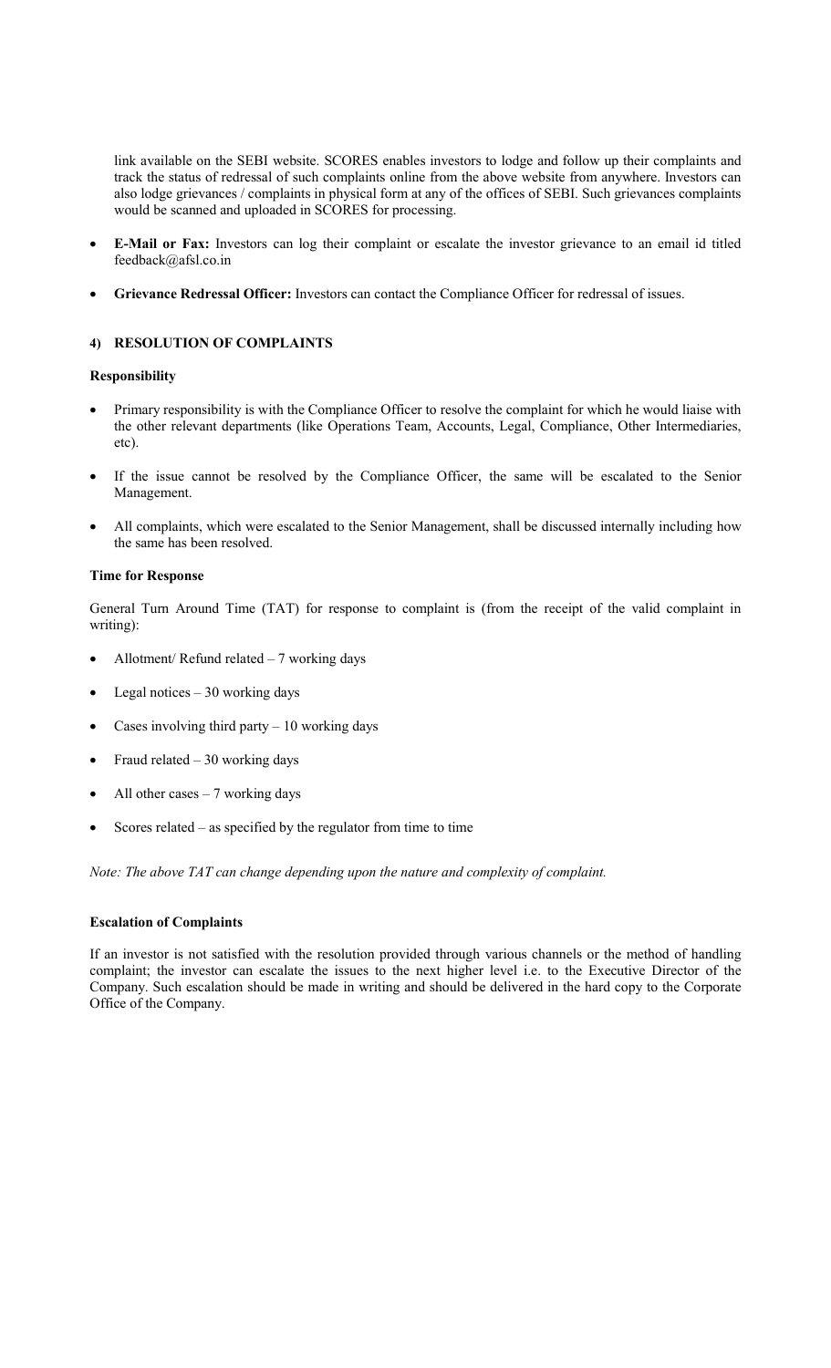link available on the SEBI website. SCORES enables investors to lodge and follow up their complaints and track the status of redressal of such complaints online from the above website from anywhere. Investors can also lodge grievances / complaints in physical form at any of the offices of SEBI. Such grievances complaints would be scanned and uploaded in SCORES for processing.

- **E-Mail or Fax:** Investors can log their complaint or escalate the investor grievance to an email id titled feedback@afsl.co.in
- **Grievance Redressal Officer:** Investors can contact the Compliance Officer for redressal of issues.

## 4) RESOLUTION OF COMPLAINTS

**Responsibility**

- Primary responsibility is with the Compliance Officer to resolve the complaint for which he would liaise with the other relevant departments (like Operations Team, Accounts, Legal, Compliance, Other Intermediaries, etc).
- If the issue cannot be resolved by the Compliance Officer, the same will be escalated to the Senior Management.
- All complaints, which were escalated to the Senior Management, shall be discussed internally including how the same has been resolved.

**Time for Response**

General Turn Around Time (TAT) for response to complaint is (from the receipt of the valid complaint in writing):

- Allotment/ Refund related – 7 working days
- Legal notices – 30 working days
- Cases involving third party – 10 working days
- Fraud related – 30 working days
- All other cases – 7 working days
- Scores related – as specified by the regulator from time to time

*Note: The above TAT can change depending upon the nature and complexity of complaint.*

**Escalation of Complaints**

If an investor is not satisfied with the resolution provided through various channels or the method of handling complaint; the investor can escalate the issues to the next higher level i.e. to the Executive Director of the Company. Such escalation should be made in writing and should be delivered in the hard copy to the Corporate Office of the Company.